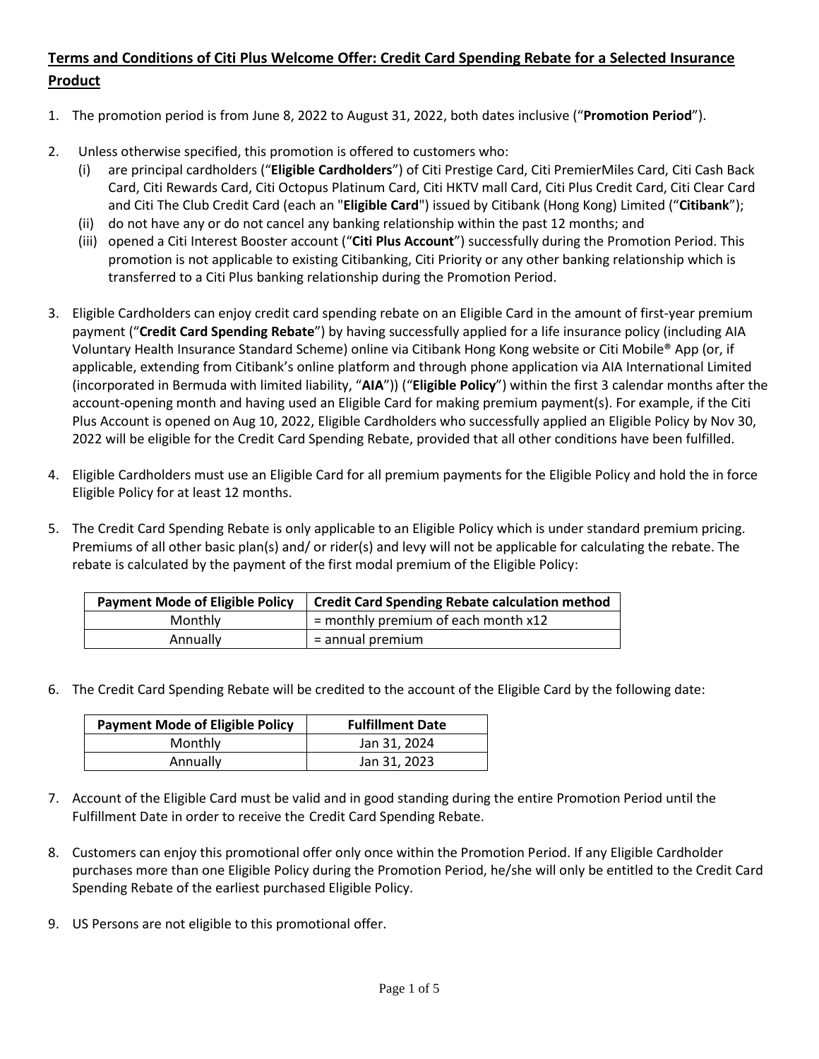**Terms and Conditions of Citi Plus Welcome Offer: Credit Card Spending Rebate for a Selected Insurance Product**

1. The promotion period is from June 8, 2022 to August 31, 2022, both dates inclusive ("**Promotion Period**").

2. Unless otherwise specified, this promotion is offered to customers who:
   (i) are principal cardholders ("**Eligible Cardholders**") of Citi Prestige Card, Citi PremierMiles Card, Citi Cash Back Card, Citi Rewards Card, Citi Octopus Platinum Card, Citi HKTV mall Card, Citi Plus Credit Card, Citi Clear Card and Citi The Club Credit Card (each an "**Eligible Card**") issued by Citibank (Hong Kong) Limited ("**Citibank**");
   (ii) do not have any or do not cancel any banking relationship within the past 12 months; and
   (iii) opened a Citi Interest Booster account ("**Citi Plus Account**") successfully during the Promotion Period. This promotion is not applicable to existing Citibanking, Citi Priority or any other banking relationship which is transferred to a Citi Plus banking relationship during the Promotion Period.

3. Eligible Cardholders can enjoy credit card spending rebate on an Eligible Card in the amount of first-year premium payment ("**Credit Card Spending Rebate**") by having successfully applied for a life insurance policy (including AIA Voluntary Health Insurance Standard Scheme) online via Citibank Hong Kong website or Citi Mobile® App (or, if applicable, extending from Citibank's online platform and through phone application via AIA International Limited (incorporated in Bermuda with limited liability, "**AIA**")) ("**Eligible Policy**") within the first 3 calendar months after the account-opening month and having used an Eligible Card for making premium payment(s). For example, if the Citi Plus Account is opened on Aug 10, 2022, Eligible Cardholders who successfully applied an Eligible Policy by Nov 30, 2022 will be eligible for the Credit Card Spending Rebate, provided that all other conditions have been fulfilled.

4. Eligible Cardholders must use an Eligible Card for all premium payments for the Eligible Policy and hold the in force Eligible Policy for at least 12 months.

5. The Credit Card Spending Rebate is only applicable to an Eligible Policy which is under standard premium pricing. Premiums of all other basic plan(s) and/ or rider(s) and levy will not be applicable for calculating the rebate. The rebate is calculated by the payment of the first modal premium of the Eligible Policy:

| Payment Mode of Eligible Policy | Credit Card Spending Rebate calculation method |
|---|---|
| Monthly | = monthly premium of each month x12 |
| Annually | = annual premium |

6. The Credit Card Spending Rebate will be credited to the account of the Eligible Card by the following date:

| Payment Mode of Eligible Policy | Fulfillment Date |
|---|---|
| Monthly | Jan 31, 2024 |
| Annually | Jan 31, 2023 |

7. Account of the Eligible Card must be valid and in good standing during the entire Promotion Period until the Fulfillment Date in order to receive the Credit Card Spending Rebate.

8. Customers can enjoy this promotional offer only once within the Promotion Period. If any Eligible Cardholder purchases more than one Eligible Policy during the Promotion Period, he/she will only be entitled to the Credit Card Spending Rebate of the earliest purchased Eligible Policy.

9. US Persons are not eligible to this promotional offer.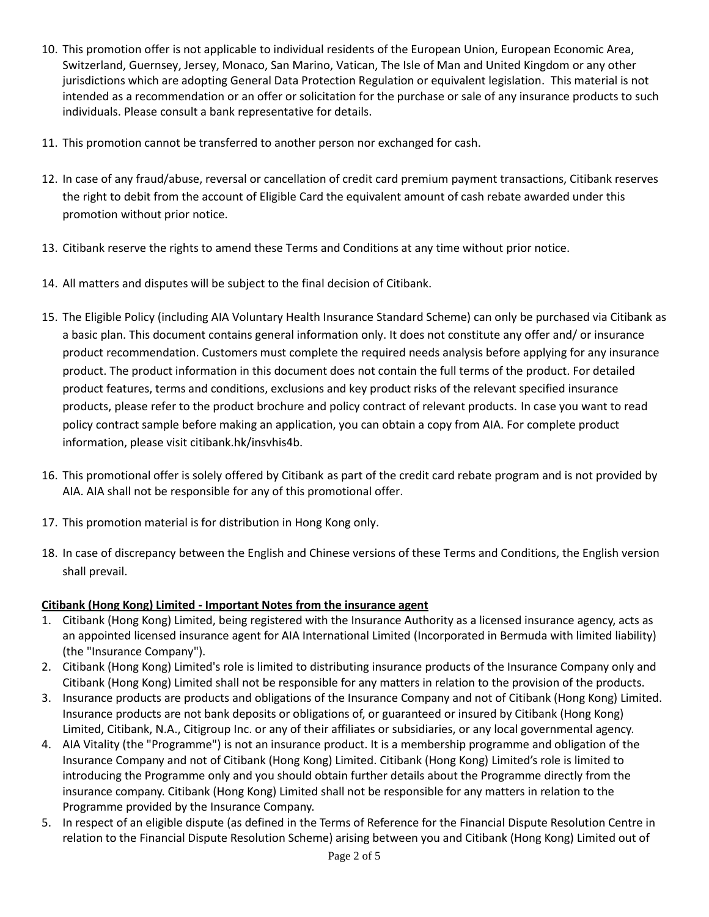10. This promotion offer is not applicable to individual residents of the European Union, European Economic Area, Switzerland, Guernsey, Jersey, Monaco, San Marino, Vatican, The Isle of Man and United Kingdom or any other jurisdictions which are adopting General Data Protection Regulation or equivalent legislation. This material is not intended as a recommendation or an offer or solicitation for the purchase or sale of any insurance products to such individuals. Please consult a bank representative for details.

11. This promotion cannot be transferred to another person nor exchanged for cash.

12. In case of any fraud/abuse, reversal or cancellation of credit card premium payment transactions, Citibank reserves the right to debit from the account of Eligible Card the equivalent amount of cash rebate awarded under this promotion without prior notice.

13. Citibank reserve the rights to amend these Terms and Conditions at any time without prior notice.

14. All matters and disputes will be subject to the final decision of Citibank.

15. The Eligible Policy (including AIA Voluntary Health Insurance Standard Scheme) can only be purchased via Citibank as a basic plan. This document contains general information only. It does not constitute any offer and/ or insurance product recommendation. Customers must complete the required needs analysis before applying for any insurance product. The product information in this document does not contain the full terms of the product. For detailed product features, terms and conditions, exclusions and key product risks of the relevant specified insurance products, please refer to the product brochure and policy contract of relevant products. In case you want to read policy contract sample before making an application, you can obtain a copy from AIA. For complete product information, please visit citibank.hk/insvhis4b.

16. This promotional offer is solely offered by Citibank as part of the credit card rebate program and is not provided by AIA. AIA shall not be responsible for any of this promotional offer.

17. This promotion material is for distribution in Hong Kong only.

18. In case of discrepancy between the English and Chinese versions of these Terms and Conditions, the English version shall prevail.

**Citibank (Hong Kong) Limited - Important Notes from the insurance agent**

1. Citibank (Hong Kong) Limited, being registered with the Insurance Authority as a licensed insurance agency, acts as an appointed licensed insurance agent for AIA International Limited (Incorporated in Bermuda with limited liability) (the "Insurance Company").
2. Citibank (Hong Kong) Limited's role is limited to distributing insurance products of the Insurance Company only and Citibank (Hong Kong) Limited shall not be responsible for any matters in relation to the provision of the products.
3. Insurance products are products and obligations of the Insurance Company and not of Citibank (Hong Kong) Limited. Insurance products are not bank deposits or obligations of, or guaranteed or insured by Citibank (Hong Kong) Limited, Citibank, N.A., Citigroup Inc. or any of their affiliates or subsidiaries, or any local governmental agency.
4. AIA Vitality (the "Programme") is not an insurance product. It is a membership programme and obligation of the Insurance Company and not of Citibank (Hong Kong) Limited. Citibank (Hong Kong) Limited's role is limited to introducing the Programme only and you should obtain further details about the Programme directly from the insurance company. Citibank (Hong Kong) Limited shall not be responsible for any matters in relation to the Programme provided by the Insurance Company.
5. In respect of an eligible dispute (as defined in the Terms of Reference for the Financial Dispute Resolution Centre in relation to the Financial Dispute Resolution Scheme) arising between you and Citibank (Hong Kong) Limited out of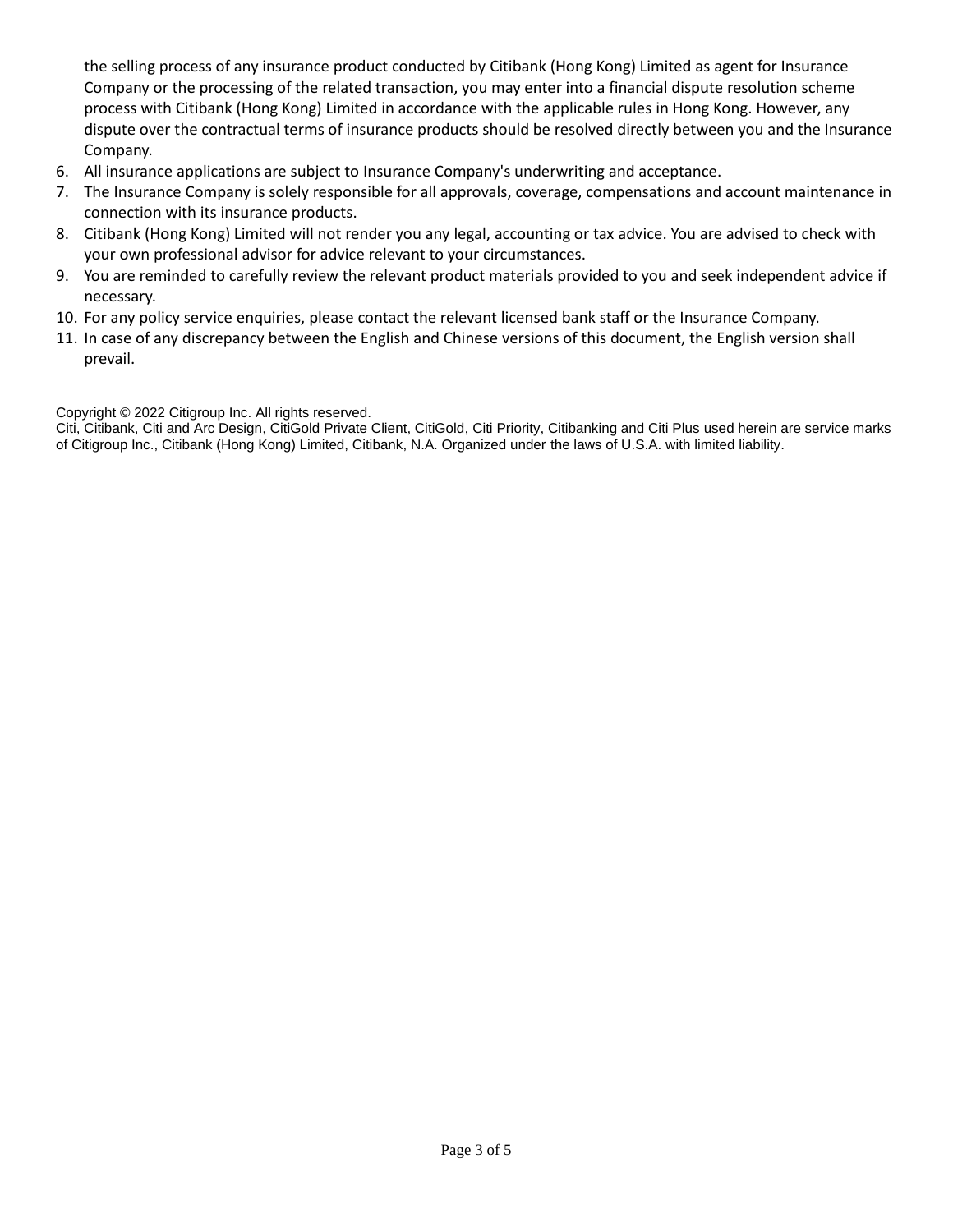the selling process of any insurance product conducted by Citibank (Hong Kong) Limited as agent for Insurance Company or the processing of the related transaction, you may enter into a financial dispute resolution scheme process with Citibank (Hong Kong) Limited in accordance with the applicable rules in Hong Kong. However, any dispute over the contractual terms of insurance products should be resolved directly between you and the Insurance Company.

6. All insurance applications are subject to Insurance Company's underwriting and acceptance.
7. The Insurance Company is solely responsible for all approvals, coverage, compensations and account maintenance in connection with its insurance products.
8. Citibank (Hong Kong) Limited will not render you any legal, accounting or tax advice. You are advised to check with your own professional advisor for advice relevant to your circumstances.
9. You are reminded to carefully review the relevant product materials provided to you and seek independent advice if necessary.
10. For any policy service enquiries, please contact the relevant licensed bank staff or the Insurance Company.
11. In case of any discrepancy between the English and Chinese versions of this document, the English version shall prevail.

Copyright © 2022 Citigroup Inc. All rights reserved.
Citi, Citibank, Citi and Arc Design, CitiGold Private Client, CitiGold, Citi Priority, Citibanking and Citi Plus used herein are service marks of Citigroup Inc., Citibank (Hong Kong) Limited, Citibank, N.A. Organized under the laws of U.S.A. with limited liability.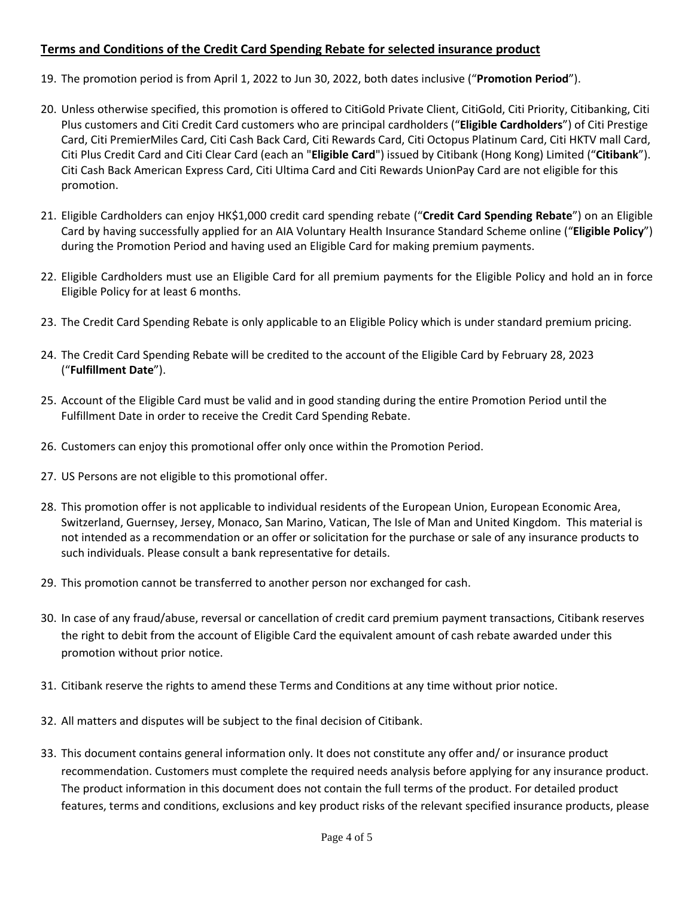## Terms and Conditions of the Credit Card Spending Rebate for selected insurance product

19. The promotion period is from April 1, 2022 to Jun 30, 2022, both dates inclusive ("**Promotion Period**").

20. Unless otherwise specified, this promotion is offered to CitiGold Private Client, CitiGold, Citi Priority, Citibanking, Citi Plus customers and Citi Credit Card customers who are principal cardholders ("**Eligible Cardholders**") of Citi Prestige Card, Citi PremierMiles Card, Citi Cash Back Card, Citi Rewards Card, Citi Octopus Platinum Card, Citi HKTV mall Card, Citi Plus Credit Card and Citi Clear Card (each an "**Eligible Card**") issued by Citibank (Hong Kong) Limited ("**Citibank**"). Citi Cash Back American Express Card, Citi Ultima Card and Citi Rewards UnionPay Card are not eligible for this promotion.

21. Eligible Cardholders can enjoy HK$1,000 credit card spending rebate ("**Credit Card Spending Rebate**") on an Eligible Card by having successfully applied for an AIA Voluntary Health Insurance Standard Scheme online ("**Eligible Policy**") during the Promotion Period and having used an Eligible Card for making premium payments.

22. Eligible Cardholders must use an Eligible Card for all premium payments for the Eligible Policy and hold an in force Eligible Policy for at least 6 months.

23. The Credit Card Spending Rebate is only applicable to an Eligible Policy which is under standard premium pricing.

24. The Credit Card Spending Rebate will be credited to the account of the Eligible Card by February 28, 2023 ("**Fulfillment Date**").

25. Account of the Eligible Card must be valid and in good standing during the entire Promotion Period until the Fulfillment Date in order to receive the Credit Card Spending Rebate.

26. Customers can enjoy this promotional offer only once within the Promotion Period.

27. US Persons are not eligible to this promotional offer.

28. This promotion offer is not applicable to individual residents of the European Union, European Economic Area, Switzerland, Guernsey, Jersey, Monaco, San Marino, Vatican, The Isle of Man and United Kingdom. This material is not intended as a recommendation or an offer or solicitation for the purchase or sale of any insurance products to such individuals. Please consult a bank representative for details.

29. This promotion cannot be transferred to another person nor exchanged for cash.

30. In case of any fraud/abuse, reversal or cancellation of credit card premium payment transactions, Citibank reserves the right to debit from the account of Eligible Card the equivalent amount of cash rebate awarded under this promotion without prior notice.

31. Citibank reserve the rights to amend these Terms and Conditions at any time without prior notice.

32. All matters and disputes will be subject to the final decision of Citibank.

33. This document contains general information only. It does not constitute any offer and/ or insurance product recommendation. Customers must complete the required needs analysis before applying for any insurance product. The product information in this document does not contain the full terms of the product. For detailed product features, terms and conditions, exclusions and key product risks of the relevant specified insurance products, please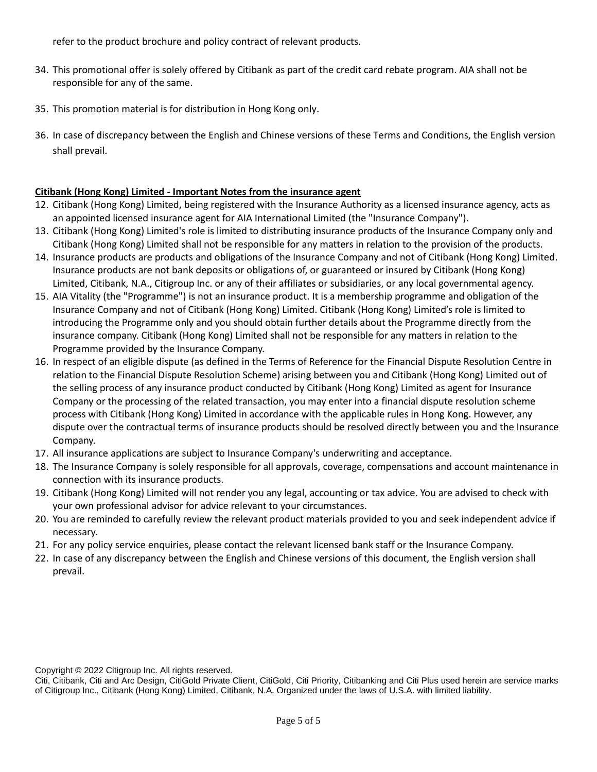refer to the product brochure and policy contract of relevant products.

34. This promotional offer is solely offered by Citibank as part of the credit card rebate program. AIA shall not be responsible for any of the same.

35. This promotion material is for distribution in Hong Kong only.

36. In case of discrepancy between the English and Chinese versions of these Terms and Conditions, the English version shall prevail.

**Citibank (Hong Kong) Limited - Important Notes from the insurance agent**

12. Citibank (Hong Kong) Limited, being registered with the Insurance Authority as a licensed insurance agency, acts as an appointed licensed insurance agent for AIA International Limited (the "Insurance Company").
13. Citibank (Hong Kong) Limited's role is limited to distributing insurance products of the Insurance Company only and Citibank (Hong Kong) Limited shall not be responsible for any matters in relation to the provision of the products.
14. Insurance products are products and obligations of the Insurance Company and not of Citibank (Hong Kong) Limited. Insurance products are not bank deposits or obligations of, or guaranteed or insured by Citibank (Hong Kong) Limited, Citibank, N.A., Citigroup Inc. or any of their affiliates or subsidiaries, or any local governmental agency.
15. AIA Vitality (the "Programme") is not an insurance product. It is a membership programme and obligation of the Insurance Company and not of Citibank (Hong Kong) Limited. Citibank (Hong Kong) Limited's role is limited to introducing the Programme only and you should obtain further details about the Programme directly from the insurance company. Citibank (Hong Kong) Limited shall not be responsible for any matters in relation to the Programme provided by the Insurance Company.
16. In respect of an eligible dispute (as defined in the Terms of Reference for the Financial Dispute Resolution Centre in relation to the Financial Dispute Resolution Scheme) arising between you and Citibank (Hong Kong) Limited out of the selling process of any insurance product conducted by Citibank (Hong Kong) Limited as agent for Insurance Company or the processing of the related transaction, you may enter into a financial dispute resolution scheme process with Citibank (Hong Kong) Limited in accordance with the applicable rules in Hong Kong. However, any dispute over the contractual terms of insurance products should be resolved directly between you and the Insurance Company.
17. All insurance applications are subject to Insurance Company's underwriting and acceptance.
18. The Insurance Company is solely responsible for all approvals, coverage, compensations and account maintenance in connection with its insurance products.
19. Citibank (Hong Kong) Limited will not render you any legal, accounting or tax advice. You are advised to check with your own professional advisor for advice relevant to your circumstances.
20. You are reminded to carefully review the relevant product materials provided to you and seek independent advice if necessary.
21. For any policy service enquiries, please contact the relevant licensed bank staff or the Insurance Company.
22. In case of any discrepancy between the English and Chinese versions of this document, the English version shall prevail.

Copyright © 2022 Citigroup Inc. All rights reserved.
Citi, Citibank, Citi and Arc Design, CitiGold Private Client, CitiGold, Citi Priority, Citibanking and Citi Plus used herein are service marks of Citigroup Inc., Citibank (Hong Kong) Limited, Citibank, N.A. Organized under the laws of U.S.A. with limited liability.